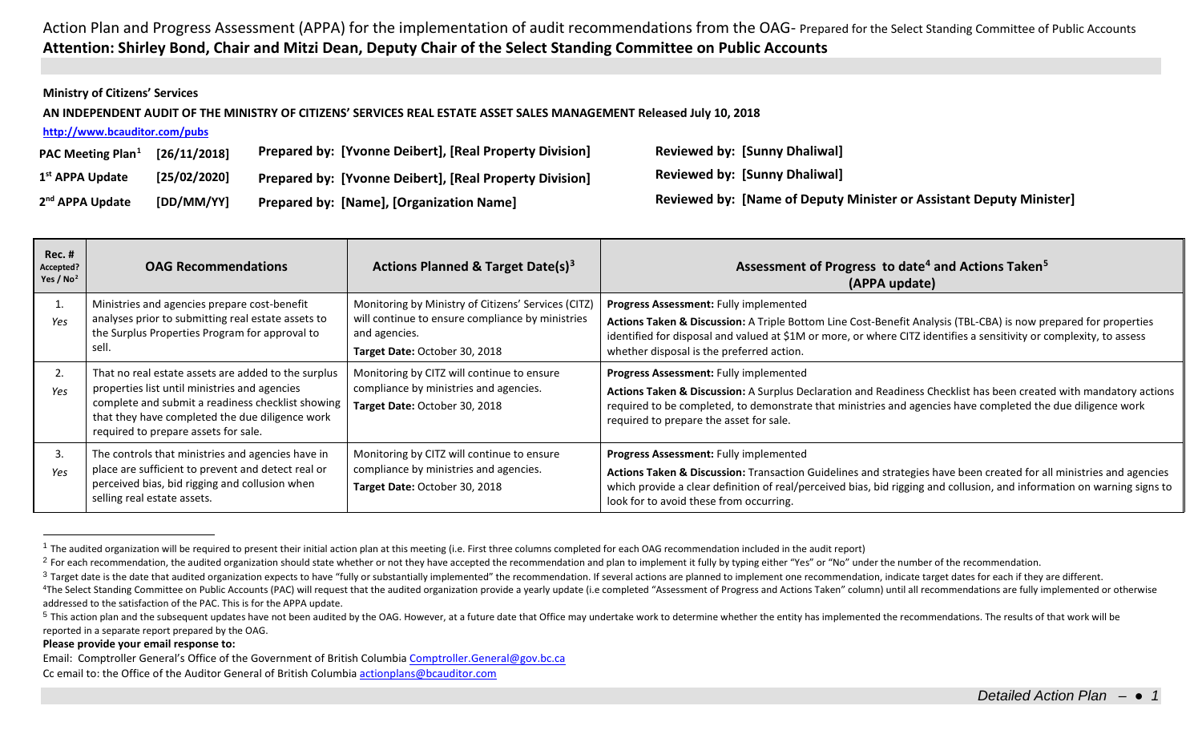Action Plan and Progress Assessment (APPA) for the implementation of audit recommendations from the OAG- Prepared for the Select Standing Committee of Public Accounts

**Attention: Shirley Bond, Chair and Mitzi Dean, Deputy Chair of the Select Standing Committee on Public Accounts**

**Ministry of Citizens' Services**

**AN INDEPENDENT AUDIT OF THE MINISTRY OF CITIZENS' SERVICES REAL ESTATE ASSET SALES MANAGEMENT Released July 10, 2018**

**http://www.bcauditor.com/pubs**

| | | | |
|---|---|---|---|
| **PAC Meeting Plan[1]** | **[26/11/2018]** | **Prepared by: [Yvonne Deibert], [Real Property Division]** | **Reviewed by: [Sunny Dhaliwal]** |
| **1st APPA Update** | **[25/02/2020]** | **Prepared by: [Yvonne Deibert], [Real Property Division]** | **Reviewed by: [Sunny Dhaliwal]** |
| **2nd APPA Update** | **[DD/MM/YY]** | **Prepared by: [Name], [Organization Name]** | **Reviewed by: [Name of Deputy Minister or Assistant Deputy Minister]** |

| **Rec. # Accepted? Yes / No[2]** | **OAG Recommendations** | **Actions Planned & Target Date(s)[3]** | **Assessment of Progress to date[4] and Actions Taken[5] (APPA update)** |
|---|---|---|---|
| 1. *Yes* | Ministries and agencies prepare cost-benefit analyses prior to submitting real estate assets to the Surplus Properties Program for approval to sell. | Monitoring by Ministry of Citizens' Services (CITZ) will continue to ensure compliance by ministries and agencies. **Target Date:** October 30, 2018 | **Progress Assessment:** Fully implemented **Actions Taken & Discussion:** A Triple Bottom Line Cost-Benefit Analysis (TBL-CBA) is now prepared for properties identified for disposal and valued at $1M or more, or where CITZ identifies a sensitivity or complexity, to assess whether disposal is the preferred action. |
| 2. *Yes* | That no real estate assets are added to the surplus properties list until ministries and agencies complete and submit a readiness checklist showing that they have completed the due diligence work required to prepare assets for sale. | Monitoring by CITZ will continue to ensure compliance by ministries and agencies. **Target Date:** October 30, 2018 | **Progress Assessment:** Fully implemented **Actions Taken & Discussion:** A Surplus Declaration and Readiness Checklist has been created with mandatory actions required to be completed, to demonstrate that ministries and agencies have completed the due diligence work required to prepare the asset for sale. |
| 3. *Yes* | The controls that ministries and agencies have in place are sufficient to prevent and detect real or perceived bias, bid rigging and collusion when selling real estate assets. | Monitoring by CITZ will continue to ensure compliance by ministries and agencies. **Target Date:** October 30, 2018 | **Progress Assessment:** Fully implemented **Actions Taken & Discussion:** Transaction Guidelines and strategies have been created for all ministries and agencies which provide a clear definition of real/perceived bias, bid rigging and collusion, and information on warning signs to look for to avoid these from occurring. |

[1] The audited organization will be required to present their initial action plan at this meeting (i.e. First three columns completed for each OAG recommendation included in the audit report)

[2] For each recommendation, the audited organization should state whether or not they have accepted the recommendation and plan to implement it fully by typing either "Yes" or "No" under the number of the recommendation.

[3] Target date is the date that audited organization expects to have "fully or substantially implemented" the recommendation. If several actions are planned to implement one recommendation, indicate target dates for each if they are different.

[4] The Select Standing Committee on Public Accounts (PAC) will request that the audited organization provide a yearly update (i.e completed "Assessment of Progress and Actions Taken" column) until all recommendations are fully implemented or otherwise addressed to the satisfaction of the PAC. This is for the APPA update.

[5] This action plan and the subsequent updates have not been audited by the OAG. However, at a future date that Office may undertake work to determine whether the entity has implemented the recommendations. The results of that work will be reported in a separate report prepared by the OAG.

**Please provide your email response to:**

Email: Comptroller General's Office of the Government of British Columbia Comptroller.General@gov.bc.ca

Cc email to: the Office of the Auditor General of British Columbia actionplans@bcauditor.com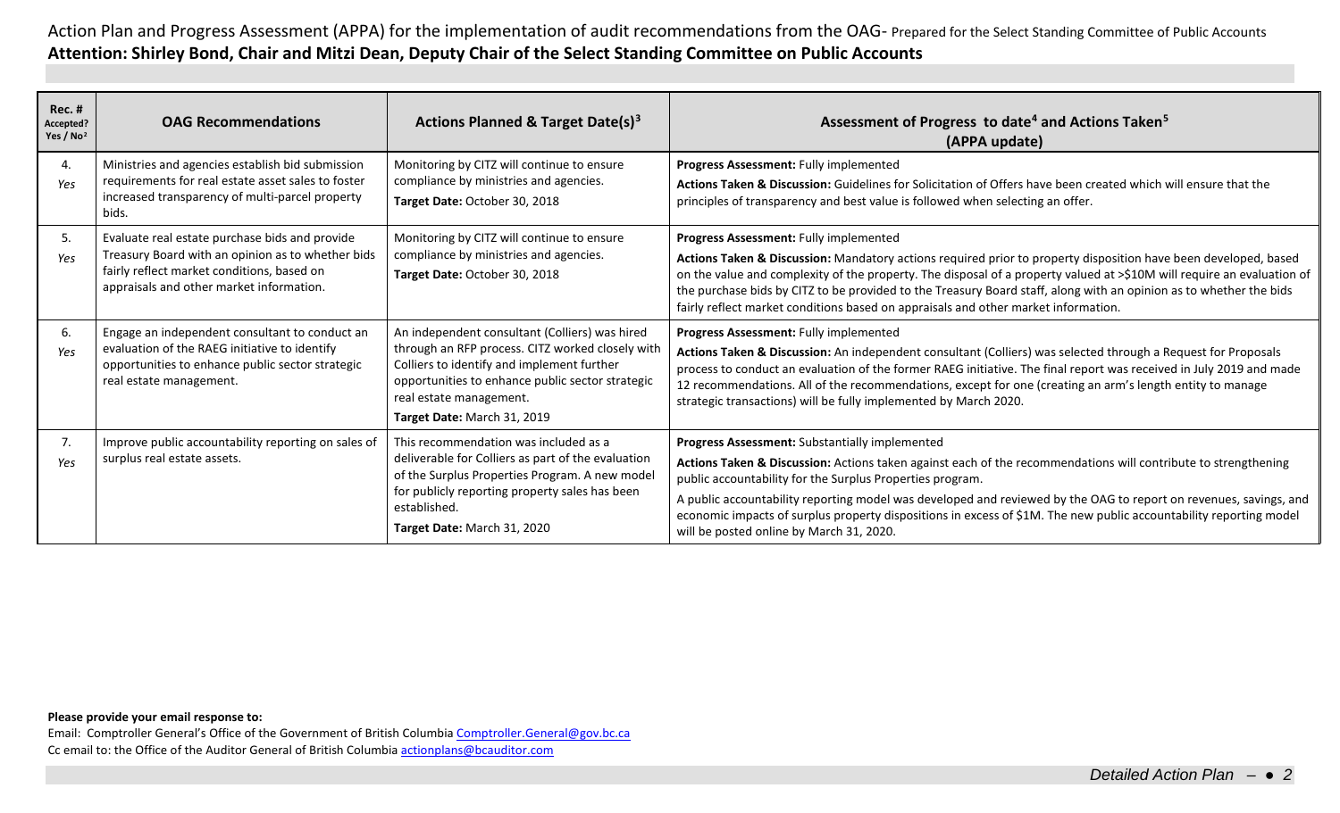Action Plan and Progress Assessment (APPA) for the implementation of audit recommendations from the OAG- Prepared for the Select Standing Committee of Public Accounts

**Attention: Shirley Bond, Chair and Mitzi Dean, Deputy Chair of the Select Standing Committee on Public Accounts**

| Rec. # Accepted? Yes / No[2] | OAG Recommendations | Actions Planned & Target Date(s)[3] | Assessment of Progress to date[4] and Actions Taken[5] (APPA update) |
|---|---|---|---|
| 4. *Yes* | Ministries and agencies establish bid submission requirements for real estate asset sales to foster increased transparency of multi-parcel property bids. | Monitoring by CITZ will continue to ensure compliance by ministries and agencies.<br>**Target Date:** October 30, 2018 | **Progress Assessment:** Fully implemented<br>**Actions Taken & Discussion:** Guidelines for Solicitation of Offers have been created which will ensure that the principles of transparency and best value is followed when selecting an offer. |
| 5. *Yes* | Evaluate real estate purchase bids and provide Treasury Board with an opinion as to whether bids fairly reflect market conditions, based on appraisals and other market information. | Monitoring by CITZ will continue to ensure compliance by ministries and agencies.<br>**Target Date:** October 30, 2018 | **Progress Assessment:** Fully implemented<br>**Actions Taken & Discussion:** Mandatory actions required prior to property disposition have been developed, based on the value and complexity of the property. The disposal of a property valued at >$10M will require an evaluation of the purchase bids by CITZ to be provided to the Treasury Board staff, along with an opinion as to whether the bids fairly reflect market conditions based on appraisals and other market information. |
| 6. *Yes* | Engage an independent consultant to conduct an evaluation of the RAEG initiative to identify opportunities to enhance public sector strategic real estate management. | An independent consultant (Colliers) was hired through an RFP process. CITZ worked closely with Colliers to identify and implement further opportunities to enhance public sector strategic real estate management.<br>**Target Date:** March 31, 2019 | **Progress Assessment:** Fully implemented<br>**Actions Taken & Discussion:** An independent consultant (Colliers) was selected through a Request for Proposals process to conduct an evaluation of the former RAEG initiative. The final report was received in July 2019 and made 12 recommendations. All of the recommendations, except for one (creating an arm's length entity to manage strategic transactions) will be fully implemented by March 2020. |
| 7. *Yes* | Improve public accountability reporting on sales of surplus real estate assets. | This recommendation was included as a deliverable for Colliers as part of the evaluation of the Surplus Properties Program. A new model for publicly reporting property sales has been established.<br>**Target Date:** March 31, 2020 | **Progress Assessment:** Substantially implemented<br>**Actions Taken & Discussion:** Actions taken against each of the recommendations will contribute to strengthening public accountability for the Surplus Properties program.<br>A public accountability reporting model was developed and reviewed by the OAG to report on revenues, savings, and economic impacts of surplus property dispositions in excess of $1M. The new public accountability reporting model will be posted online by March 31, 2020. |

**Please provide your email response to:**

Email: Comptroller General's Office of the Government of British Columbia Comptroller.General@gov.bc.ca

Cc email to: the Office of the Auditor General of British Columbia actionplans@bcauditor.com